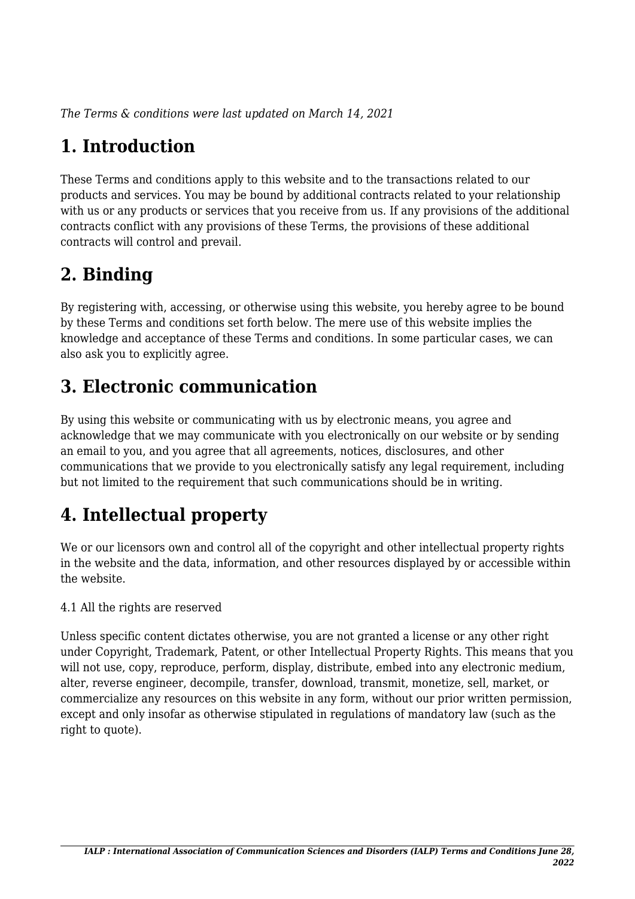*The Terms & conditions were last updated on March 14, 2021*

# 1. Introduction

These Terms and conditions apply to this website and to the transactions related to our products and services. You may be bound by additional contracts related to your relationship with us or any products or services that you receive from us. If any provisions of the additional contracts conflict with any provisions of these Terms, the provisions of these additional contracts will control and prevail.

# 2. Binding

By registering with, accessing, or otherwise using this website, you hereby agree to be bound by these Terms and conditions set forth below. The mere use of this website implies the knowledge and acceptance of these Terms and conditions. In some particular cases, we can also ask you to explicitly agree.

# 3. Electronic communication

By using this website or communicating with us by electronic means, you agree and acknowledge that we may communicate with you electronically on our website or by sending an email to you, and you agree that all agreements, notices, disclosures, and other communications that we provide to you electronically satisfy any legal requirement, including but not limited to the requirement that such communications should be in writing.

# 4. Intellectual property

We or our licensors own and control all of the copyright and other intellectual property rights in the website and the data, information, and other resources displayed by or accessible within the website.

4.1 All the rights are reserved

Unless specific content dictates otherwise, you are not granted a license or any other right under Copyright, Trademark, Patent, or other Intellectual Property Rights. This means that you will not use, copy, reproduce, perform, display, distribute, embed into any electronic medium, alter, reverse engineer, decompile, transfer, download, transmit, monetize, sell, market, or commercialize any resources on this website in any form, without our prior written permission, except and only insofar as otherwise stipulated in regulations of mandatory law (such as the right to quote).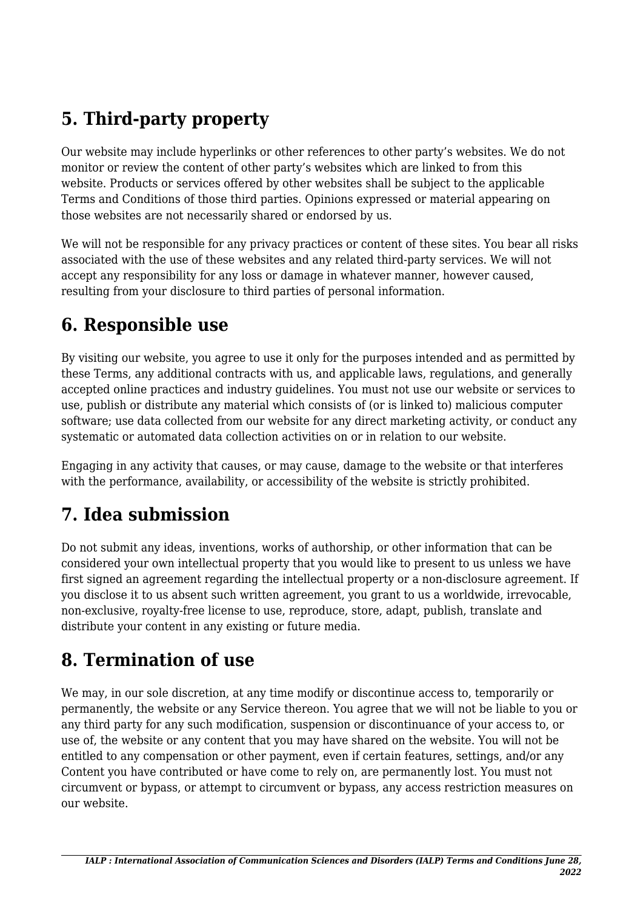## 5. Third-party property

Our website may include hyperlinks or other references to other party's websites. We do not monitor or review the content of other party's websites which are linked to from this website. Products or services offered by other websites shall be subject to the applicable Terms and Conditions of those third parties. Opinions expressed or material appearing on those websites are not necessarily shared or endorsed by us.

We will not be responsible for any privacy practices or content of these sites. You bear all risks associated with the use of these websites and any related third-party services. We will not accept any responsibility for any loss or damage in whatever manner, however caused, resulting from your disclosure to third parties of personal information.

## 6. Responsible use

By visiting our website, you agree to use it only for the purposes intended and as permitted by these Terms, any additional contracts with us, and applicable laws, regulations, and generally accepted online practices and industry guidelines. You must not use our website or services to use, publish or distribute any material which consists of (or is linked to) malicious computer software; use data collected from our website for any direct marketing activity, or conduct any systematic or automated data collection activities on or in relation to our website.

Engaging in any activity that causes, or may cause, damage to the website or that interferes with the performance, availability, or accessibility of the website is strictly prohibited.

## 7. Idea submission

Do not submit any ideas, inventions, works of authorship, or other information that can be considered your own intellectual property that you would like to present to us unless we have first signed an agreement regarding the intellectual property or a non-disclosure agreement. If you disclose it to us absent such written agreement, you grant to us a worldwide, irrevocable, non-exclusive, royalty-free license to use, reproduce, store, adapt, publish, translate and distribute your content in any existing or future media.

## 8. Termination of use

We may, in our sole discretion, at any time modify or discontinue access to, temporarily or permanently, the website or any Service thereon. You agree that we will not be liable to you or any third party for any such modification, suspension or discontinuance of your access to, or use of, the website or any content that you may have shared on the website. You will not be entitled to any compensation or other payment, even if certain features, settings, and/or any Content you have contributed or have come to rely on, are permanently lost. You must not circumvent or bypass, or attempt to circumvent or bypass, any access restriction measures on our website.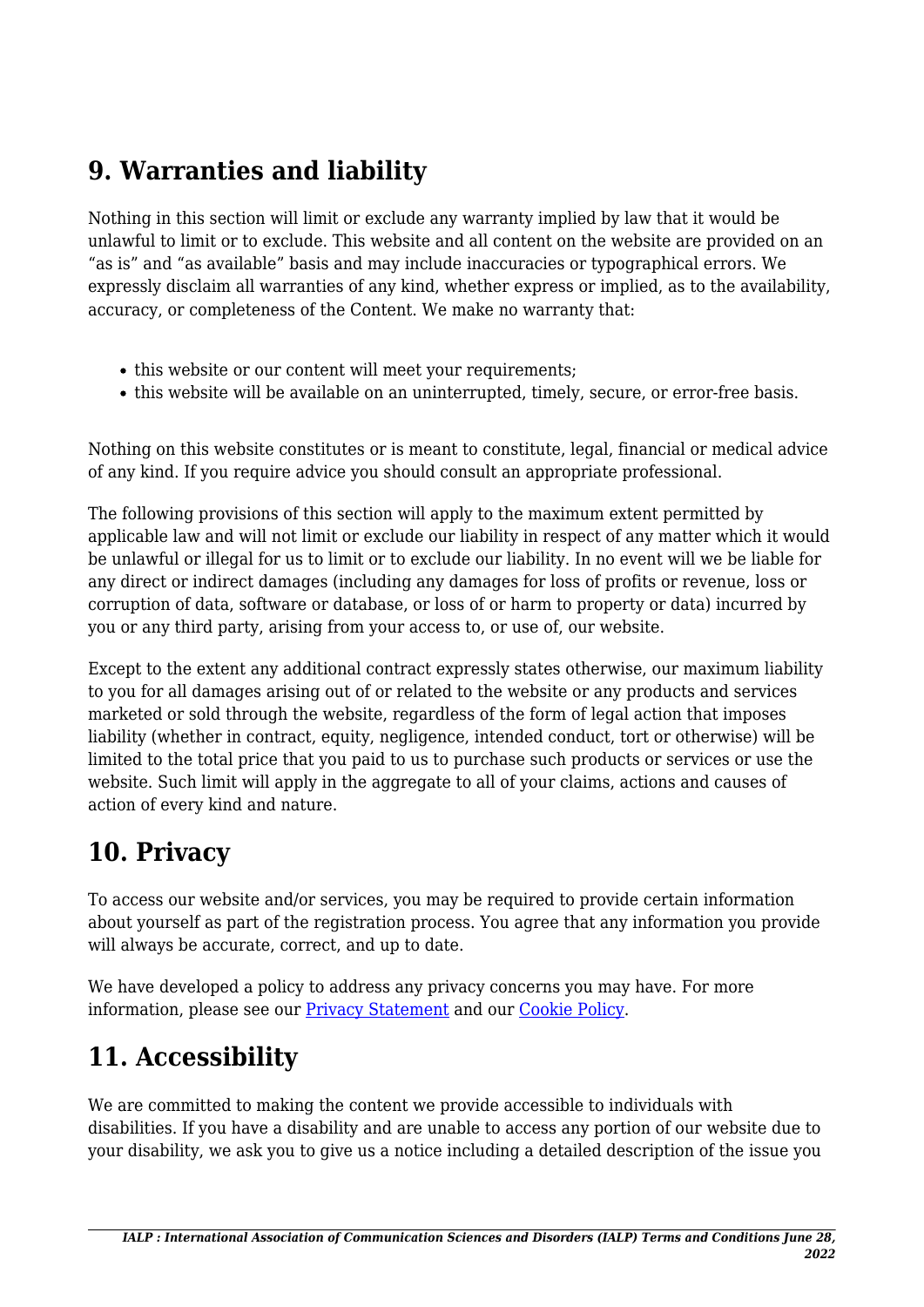## 9. Warranties and liability

Nothing in this section will limit or exclude any warranty implied by law that it would be unlawful to limit or to exclude. This website and all content on the website are provided on an “as is” and “as available” basis and may include inaccuracies or typographical errors. We expressly disclaim all warranties of any kind, whether express or implied, as to the availability, accuracy, or completeness of the Content. We make no warranty that:

- this website or our content will meet your requirements;
- this website will be available on an uninterrupted, timely, secure, or error-free basis.

Nothing on this website constitutes or is meant to constitute, legal, financial or medical advice of any kind. If you require advice you should consult an appropriate professional.

The following provisions of this section will apply to the maximum extent permitted by applicable law and will not limit or exclude our liability in respect of any matter which it would be unlawful or illegal for us to limit or to exclude our liability. In no event will we be liable for any direct or indirect damages (including any damages for loss of profits or revenue, loss or corruption of data, software or database, or loss of or harm to property or data) incurred by you or any third party, arising from your access to, or use of, our website.

Except to the extent any additional contract expressly states otherwise, our maximum liability to you for all damages arising out of or related to the website or any products and services marketed or sold through the website, regardless of the form of legal action that imposes liability (whether in contract, equity, negligence, intended conduct, tort or otherwise) will be limited to the total price that you paid to us to purchase such products or services or use the website. Such limit will apply in the aggregate to all of your claims, actions and causes of action of every kind and nature.

## 10. Privacy

To access our website and/or services, you may be required to provide certain information about yourself as part of the registration process. You agree that any information you provide will always be accurate, correct, and up to date.

We have developed a policy to address any privacy concerns you may have. For more information, please see our Privacy Statement and our Cookie Policy.

## 11. Accessibility

We are committed to making the content we provide accessible to individuals with disabilities. If you have a disability and are unable to access any portion of our website due to your disability, we ask you to give us a notice including a detailed description of the issue you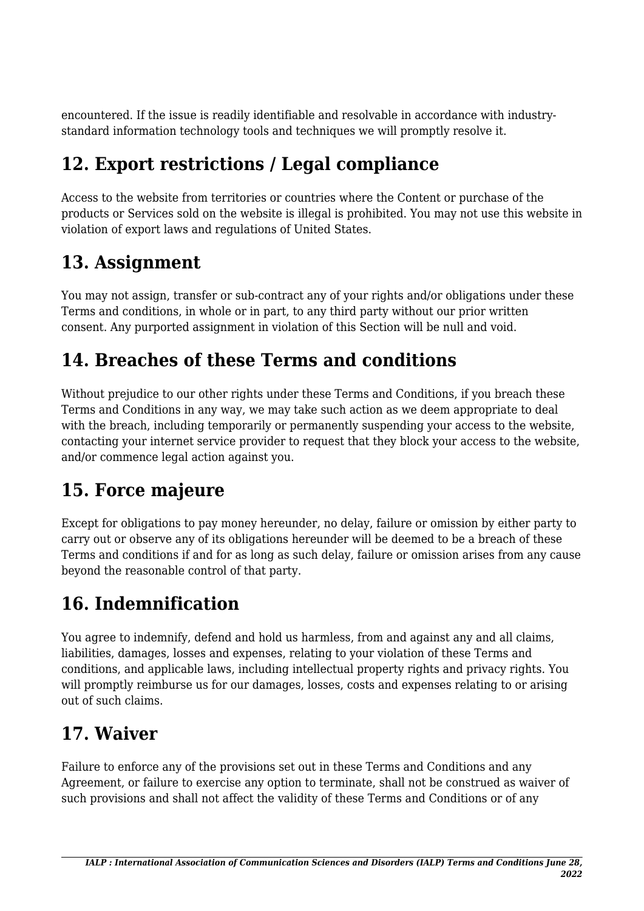encountered. If the issue is readily identifiable and resolvable in accordance with industry-standard information technology tools and techniques we will promptly resolve it.

## 12. Export restrictions / Legal compliance

Access to the website from territories or countries where the Content or purchase of the products or Services sold on the website is illegal is prohibited. You may not use this website in violation of export laws and regulations of United States.

## 13. Assignment

You may not assign, transfer or sub-contract any of your rights and/or obligations under these Terms and conditions, in whole or in part, to any third party without our prior written consent. Any purported assignment in violation of this Section will be null and void.

## 14. Breaches of these Terms and conditions

Without prejudice to our other rights under these Terms and Conditions, if you breach these Terms and Conditions in any way, we may take such action as we deem appropriate to deal with the breach, including temporarily or permanently suspending your access to the website, contacting your internet service provider to request that they block your access to the website, and/or commence legal action against you.

## 15. Force majeure

Except for obligations to pay money hereunder, no delay, failure or omission by either party to carry out or observe any of its obligations hereunder will be deemed to be a breach of these Terms and conditions if and for as long as such delay, failure or omission arises from any cause beyond the reasonable control of that party.

## 16. Indemnification

You agree to indemnify, defend and hold us harmless, from and against any and all claims, liabilities, damages, losses and expenses, relating to your violation of these Terms and conditions, and applicable laws, including intellectual property rights and privacy rights. You will promptly reimburse us for our damages, losses, costs and expenses relating to or arising out of such claims.

## 17. Waiver

Failure to enforce any of the provisions set out in these Terms and Conditions and any Agreement, or failure to exercise any option to terminate, shall not be construed as waiver of such provisions and shall not affect the validity of these Terms and Conditions or of any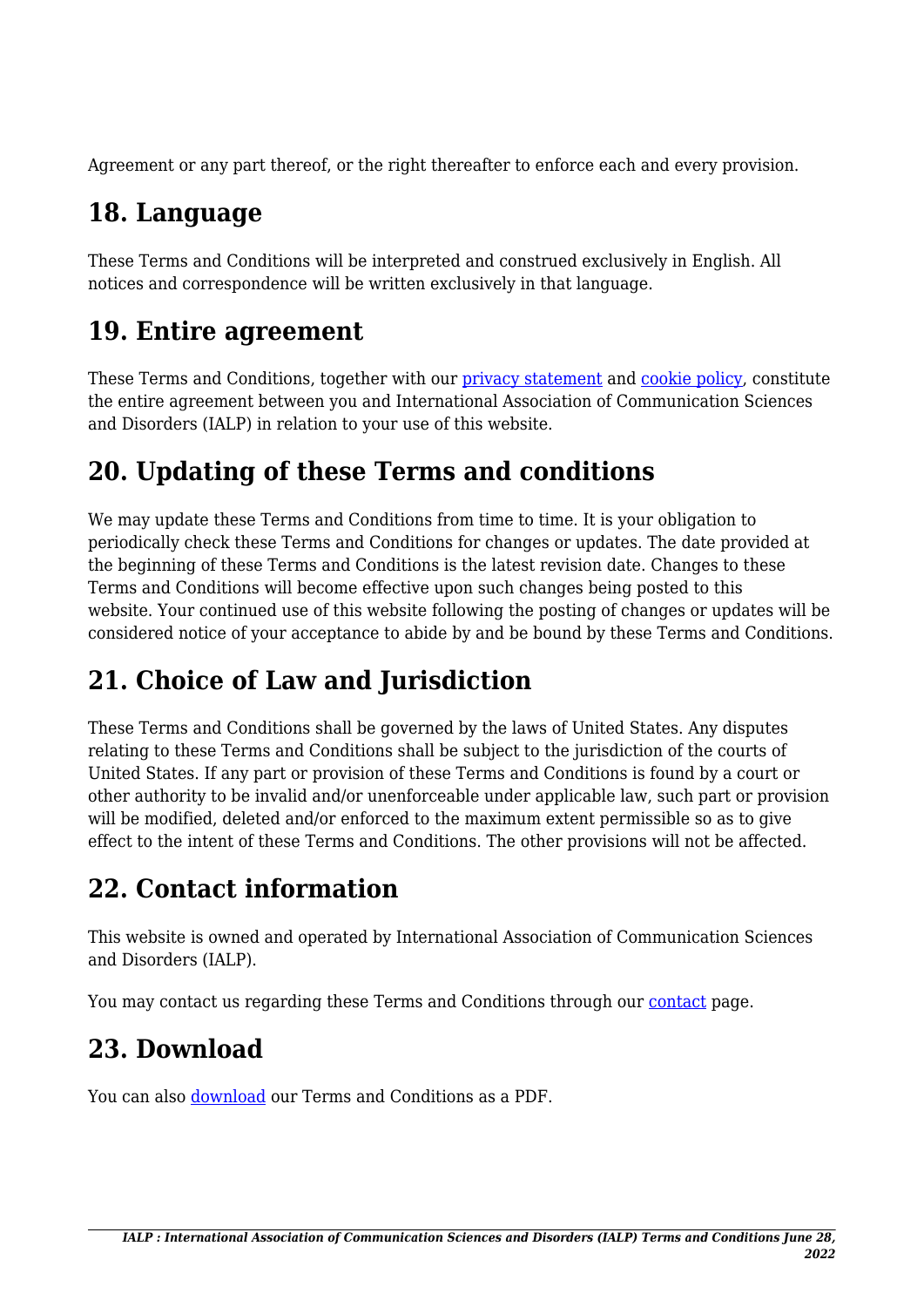Agreement or any part thereof, or the right thereafter to enforce each and every provision.

## 18. Language

These Terms and Conditions will be interpreted and construed exclusively in English. All notices and correspondence will be written exclusively in that language.

## 19. Entire agreement

These Terms and Conditions, together with our privacy statement and cookie policy, constitute the entire agreement between you and International Association of Communication Sciences and Disorders (IALP) in relation to your use of this website.

## 20. Updating of these Terms and conditions

We may update these Terms and Conditions from time to time. It is your obligation to periodically check these Terms and Conditions for changes or updates. The date provided at the beginning of these Terms and Conditions is the latest revision date. Changes to these Terms and Conditions will become effective upon such changes being posted to this website. Your continued use of this website following the posting of changes or updates will be considered notice of your acceptance to abide by and be bound by these Terms and Conditions.

## 21. Choice of Law and Jurisdiction

These Terms and Conditions shall be governed by the laws of United States. Any disputes relating to these Terms and Conditions shall be subject to the jurisdiction of the courts of United States. If any part or provision of these Terms and Conditions is found by a court or other authority to be invalid and/or unenforceable under applicable law, such part or provision will be modified, deleted and/or enforced to the maximum extent permissible so as to give effect to the intent of these Terms and Conditions. The other provisions will not be affected.

## 22. Contact information

This website is owned and operated by International Association of Communication Sciences and Disorders (IALP).

You may contact us regarding these Terms and Conditions through our contact page.

## 23. Download

You can also download our Terms and Conditions as a PDF.